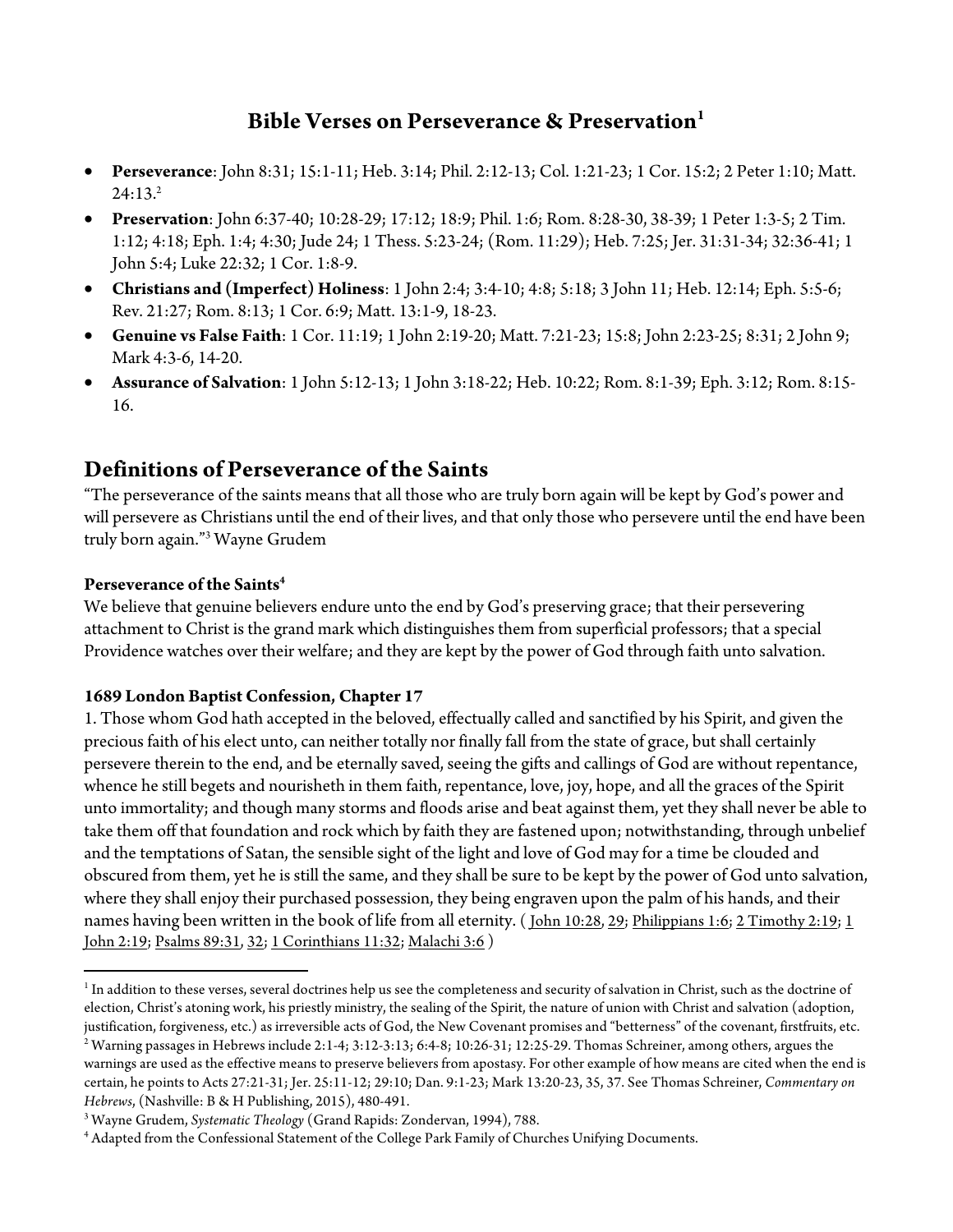# Bible Verses on Perseverance & Preservation[1]

- **Perseverance**: John 8:31; 15:1-11; Heb. 3:14; Phil. 2:12-13; Col. 1:21-23; 1 Cor. 15:2; 2 Peter 1:10; Matt. 24:13.[2]
- **Preservation**: John 6:37-40; 10:28-29; 17:12; 18:9; Phil. 1:6; Rom. 8:28-30, 38-39; 1 Peter 1:3-5; 2 Tim. 1:12; 4:18; Eph. 1:4; 4:30; Jude 24; 1 Thess. 5:23-24; (Rom. 11:29); Heb. 7:25; Jer. 31:31-34; 32:36-41; 1 John 5:4; Luke 22:32; 1 Cor. 1:8-9.
- **Christians and (Imperfect) Holiness**: 1 John 2:4; 3:4-10; 4:8; 5:18; 3 John 11; Heb. 12:14; Eph. 5:5-6; Rev. 21:27; Rom. 8:13; 1 Cor. 6:9; Matt. 13:1-9, 18-23.
- **Genuine vs False Faith**: 1 Cor. 11:19; 1 John 2:19-20; Matt. 7:21-23; 15:8; John 2:23-25; 8:31; 2 John 9; Mark 4:3-6, 14-20.
- **Assurance of Salvation**: 1 John 5:12-13; 1 John 3:18-22; Heb. 10:22; Rom. 8:1-39; Eph. 3:12; Rom. 8:15-16.

## Definitions of Perseverance of the Saints

"The perseverance of the saints means that all those who are truly born again will be kept by God's power and will persevere as Christians until the end of their lives, and that only those who persevere until the end have been truly born again."[3] Wayne Grudem

**Perseverance of the Saints**[4]

We believe that genuine believers endure unto the end by God's preserving grace; that their persevering attachment to Christ is the grand mark which distinguishes them from superficial professors; that a special Providence watches over their welfare; and they are kept by the power of God through faith unto salvation.

**1689 London Baptist Confession, Chapter 17**

1. Those whom God hath accepted in the beloved, effectually called and sanctified by his Spirit, and given the precious faith of his elect unto, can neither totally nor finally fall from the state of grace, but shall certainly persevere therein to the end, and be eternally saved, seeing the gifts and callings of God are without repentance, whence he still begets and nourisheth in them faith, repentance, love, joy, hope, and all the graces of the Spirit unto immortality; and though many storms and floods arise and beat against them, yet they shall never be able to take them off that foundation and rock which by faith they are fastened upon; notwithstanding, through unbelief and the temptations of Satan, the sensible sight of the light and love of God may for a time be clouded and obscured from them, yet he is still the same, and they shall be sure to be kept by the power of God unto salvation, where they shall enjoy their purchased possession, they being engraven upon the palm of his hands, and their names having been written in the book of life from all eternity. ( John 10:28, 29; Philippians 1:6; 2 Timothy 2:19; 1 John 2:19; Psalms 89:31, 32; 1 Corinthians 11:32; Malachi 3:6 )

---

[1] In addition to these verses, several doctrines help us see the completeness and security of salvation in Christ, such as the doctrine of election, Christ's atoning work, his priestly ministry, the sealing of the Spirit, the nature of union with Christ and salvation (adoption, justification, forgiveness, etc.) as irreversible acts of God, the New Covenant promises and "betterness" of the covenant, firstfruits, etc.

[2] Warning passages in Hebrews include 2:1-4; 3:12-3:13; 6:4-8; 10:26-31; 12:25-29. Thomas Schreiner, among others, argues the warnings are used as the effective means to preserve believers from apostasy. For other example of how means are cited when the end is certain, he points to Acts 27:21-31; Jer. 25:11-12; 29:10; Dan. 9:1-23; Mark 13:20-23, 35, 37. See Thomas Schreiner, *Commentary on Hebrews*, (Nashville: B & H Publishing, 2015), 480-491.

[3] Wayne Grudem, *Systematic Theology* (Grand Rapids: Zondervan, 1994), 788.

[4] Adapted from the Confessional Statement of the College Park Family of Churches Unifying Documents.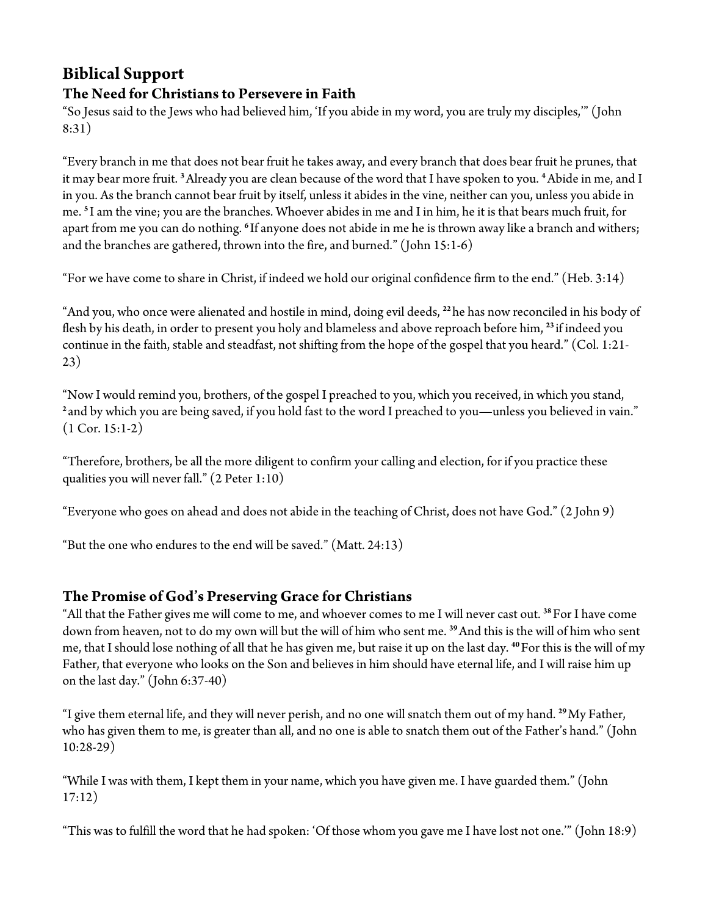## Biblical Support

### The Need for Christians to Persevere in Faith

"So Jesus said to the Jews who had believed him, 'If you abide in my word, you are truly my disciples,'" (John 8:31)

"Every branch in me that does not bear fruit he takes away, and every branch that does bear fruit he prunes, that it may bear more fruit. [3] Already you are clean because of the word that I have spoken to you. [4] Abide in me, and I in you. As the branch cannot bear fruit by itself, unless it abides in the vine, neither can you, unless you abide in me. [5] I am the vine; you are the branches. Whoever abides in me and I in him, he it is that bears much fruit, for apart from me you can do nothing. [6] If anyone does not abide in me he is thrown away like a branch and withers; and the branches are gathered, thrown into the fire, and burned." (John 15:1-6)

"For we have come to share in Christ, if indeed we hold our original confidence firm to the end." (Heb. 3:14)

"And you, who once were alienated and hostile in mind, doing evil deeds, [22] he has now reconciled in his body of flesh by his death, in order to present you holy and blameless and above reproach before him, [23] if indeed you continue in the faith, stable and steadfast, not shifting from the hope of the gospel that you heard." (Col. 1:21-23)

"Now I would remind you, brothers, of the gospel I preached to you, which you received, in which you stand, [2] and by which you are being saved, if you hold fast to the word I preached to you—unless you believed in vain." (1 Cor. 15:1-2)

"Therefore, brothers, be all the more diligent to confirm your calling and election, for if you practice these qualities you will never fall." (2 Peter 1:10)

"Everyone who goes on ahead and does not abide in the teaching of Christ, does not have God." (2 John 9)

"But the one who endures to the end will be saved." (Matt. 24:13)

### The Promise of God's Preserving Grace for Christians

"All that the Father gives me will come to me, and whoever comes to me I will never cast out. [38] For I have come down from heaven, not to do my own will but the will of him who sent me. [39] And this is the will of him who sent me, that I should lose nothing of all that he has given me, but raise it up on the last day. [40] For this is the will of my Father, that everyone who looks on the Son and believes in him should have eternal life, and I will raise him up on the last day." (John 6:37-40)

"I give them eternal life, and they will never perish, and no one will snatch them out of my hand. [29] My Father, who has given them to me, is greater than all, and no one is able to snatch them out of the Father's hand." (John 10:28-29)

"While I was with them, I kept them in your name, which you have given me. I have guarded them." (John 17:12)

"This was to fulfill the word that he had spoken: 'Of those whom you gave me I have lost not one.'" (John 18:9)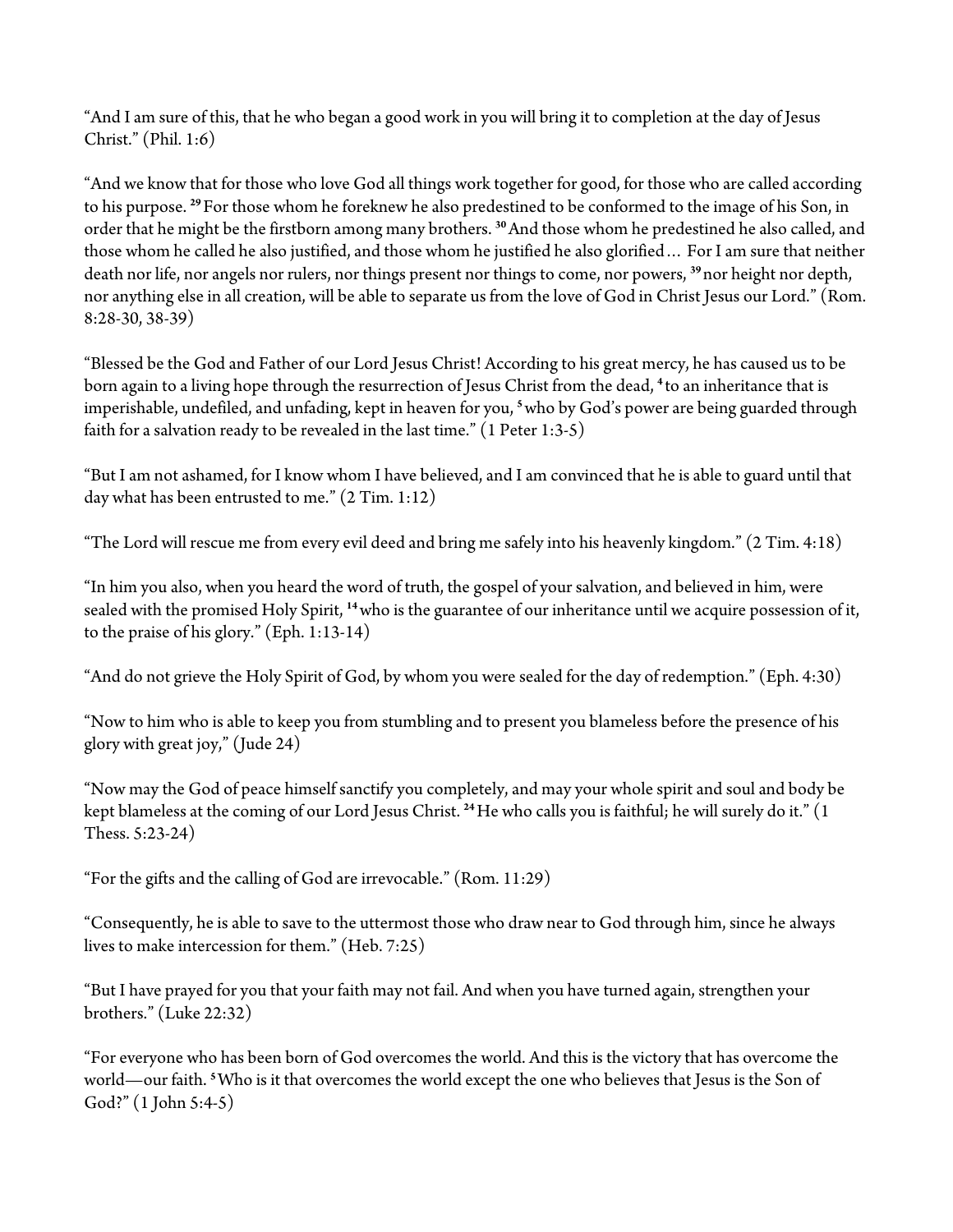"And I am sure of this, that he who began a good work in you will bring it to completion at the day of Jesus Christ." (Phil. 1:6)

"And we know that for those who love God all things work together for good, for those who are called according to his purpose. [29] For those whom he foreknew he also predestined to be conformed to the image of his Son, in order that he might be the firstborn among many brothers. [30] And those whom he predestined he also called, and those whom he called he also justified, and those whom he justified he also glorified… For I am sure that neither death nor life, nor angels nor rulers, nor things present nor things to come, nor powers, [39] nor height nor depth, nor anything else in all creation, will be able to separate us from the love of God in Christ Jesus our Lord." (Rom. 8:28-30, 38-39)

"Blessed be the God and Father of our Lord Jesus Christ! According to his great mercy, he has caused us to be born again to a living hope through the resurrection of Jesus Christ from the dead, [4] to an inheritance that is imperishable, undefiled, and unfading, kept in heaven for you, [5] who by God's power are being guarded through faith for a salvation ready to be revealed in the last time." (1 Peter 1:3-5)

"But I am not ashamed, for I know whom I have believed, and I am convinced that he is able to guard until that day what has been entrusted to me." (2 Tim. 1:12)

"The Lord will rescue me from every evil deed and bring me safely into his heavenly kingdom." (2 Tim. 4:18)

"In him you also, when you heard the word of truth, the gospel of your salvation, and believed in him, were sealed with the promised Holy Spirit, [14] who is the guarantee of our inheritance until we acquire possession of it, to the praise of his glory." (Eph. 1:13-14)

"And do not grieve the Holy Spirit of God, by whom you were sealed for the day of redemption." (Eph. 4:30)

"Now to him who is able to keep you from stumbling and to present you blameless before the presence of his glory with great joy," (Jude 24)

"Now may the God of peace himself sanctify you completely, and may your whole spirit and soul and body be kept blameless at the coming of our Lord Jesus Christ. [24] He who calls you is faithful; he will surely do it." (1 Thess. 5:23-24)

"For the gifts and the calling of God are irrevocable." (Rom. 11:29)

"Consequently, he is able to save to the uttermost those who draw near to God through him, since he always lives to make intercession for them." (Heb. 7:25)

"But I have prayed for you that your faith may not fail. And when you have turned again, strengthen your brothers." (Luke 22:32)

"For everyone who has been born of God overcomes the world. And this is the victory that has overcome the world—our faith. [5] Who is it that overcomes the world except the one who believes that Jesus is the Son of God?" (1 John 5:4-5)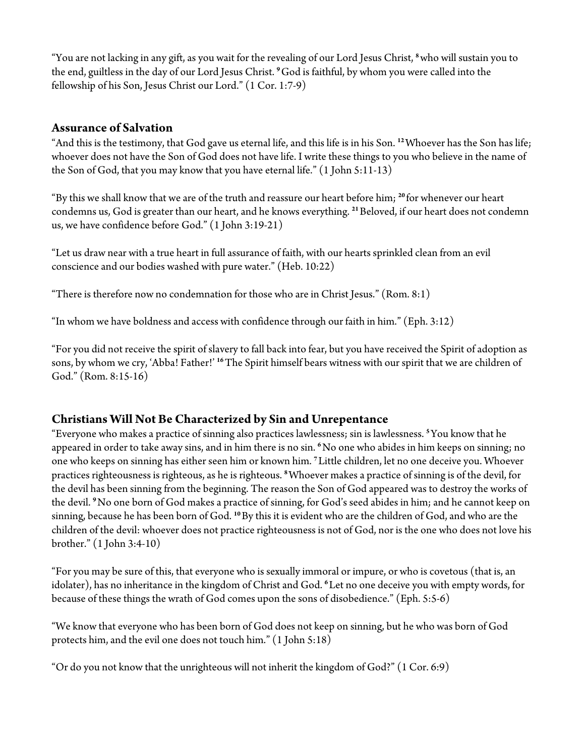"You are not lacking in any gift, as you wait for the revealing of our Lord Jesus Christ, [8] who will sustain you to the end, guiltless in the day of our Lord Jesus Christ. [9] God is faithful, by whom you were called into the fellowship of his Son, Jesus Christ our Lord." (1 Cor. 1:7-9)

### Assurance of Salvation

"And this is the testimony, that God gave us eternal life, and this life is in his Son. [12] Whoever has the Son has life; whoever does not have the Son of God does not have life. I write these things to you who believe in the name of the Son of God, that you may know that you have eternal life." (1 John 5:11-13)

"By this we shall know that we are of the truth and reassure our heart before him; [20] for whenever our heart condemns us, God is greater than our heart, and he knows everything. [21] Beloved, if our heart does not condemn us, we have confidence before God." (1 John 3:19-21)

"Let us draw near with a true heart in full assurance of faith, with our hearts sprinkled clean from an evil conscience and our bodies washed with pure water." (Heb. 10:22)

"There is therefore now no condemnation for those who are in Christ Jesus." (Rom. 8:1)

"In whom we have boldness and access with confidence through our faith in him." (Eph. 3:12)

"For you did not receive the spirit of slavery to fall back into fear, but you have received the Spirit of adoption as sons, by whom we cry, 'Abba! Father!' [16] The Spirit himself bears witness with our spirit that we are children of God." (Rom. 8:15-16)

### Christians Will Not Be Characterized by Sin and Unrepentance

"Everyone who makes a practice of sinning also practices lawlessness; sin is lawlessness. [5] You know that he appeared in order to take away sins, and in him there is no sin. [6] No one who abides in him keeps on sinning; no one who keeps on sinning has either seen him or known him. [7] Little children, let no one deceive you. Whoever practices righteousness is righteous, as he is righteous. [8] Whoever makes a practice of sinning is of the devil, for the devil has been sinning from the beginning. The reason the Son of God appeared was to destroy the works of the devil. [9] No one born of God makes a practice of sinning, for God's seed abides in him; and he cannot keep on sinning, because he has been born of God. [10] By this it is evident who are the children of God, and who are the children of the devil: whoever does not practice righteousness is not of God, nor is the one who does not love his brother." (1 John 3:4-10)

"For you may be sure of this, that everyone who is sexually immoral or impure, or who is covetous (that is, an idolater), has no inheritance in the kingdom of Christ and God. [6] Let no one deceive you with empty words, for because of these things the wrath of God comes upon the sons of disobedience." (Eph. 5:5-6)

"We know that everyone who has been born of God does not keep on sinning, but he who was born of God protects him, and the evil one does not touch him." (1 John 5:18)

"Or do you not know that the unrighteous will not inherit the kingdom of God?" (1 Cor. 6:9)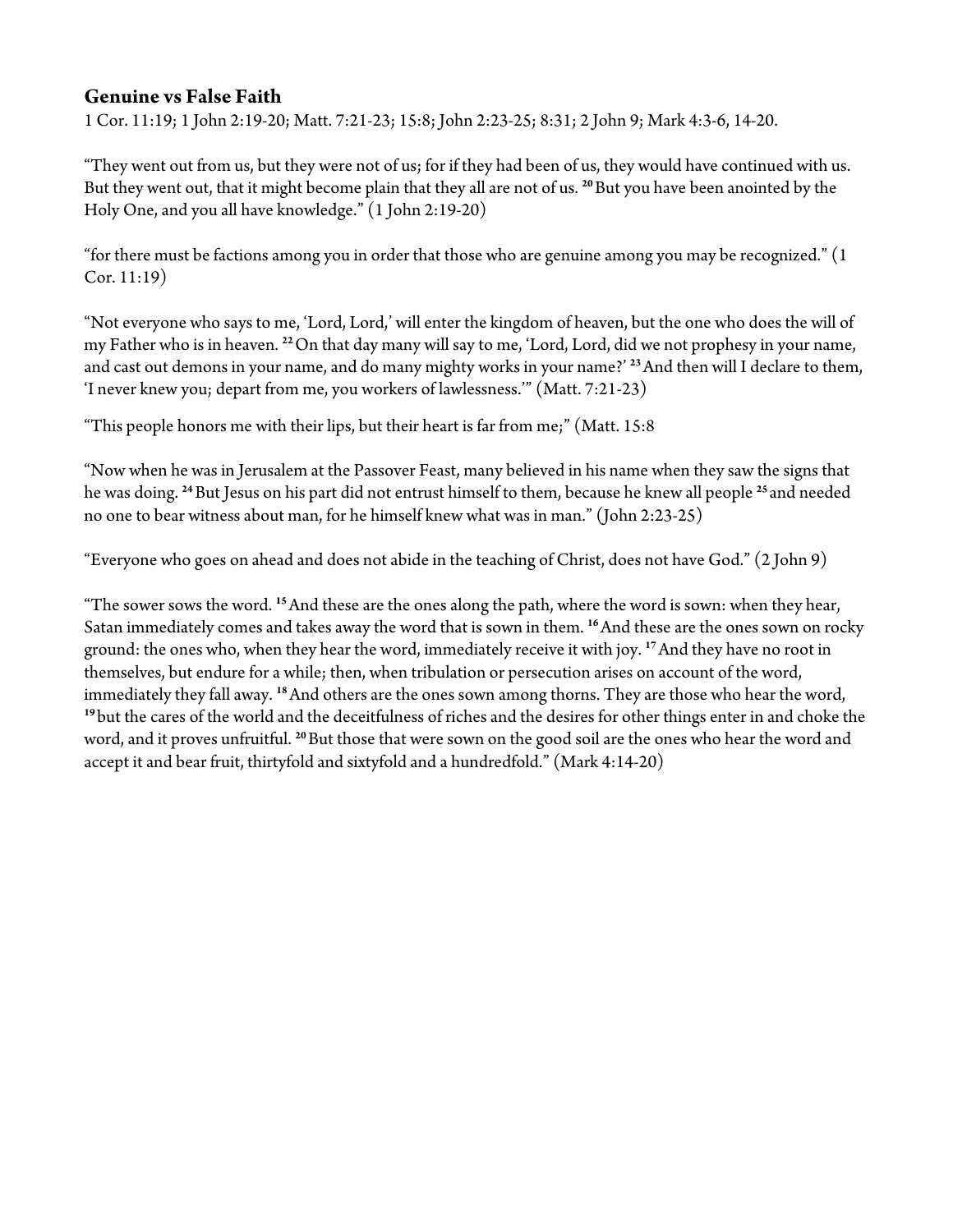### Genuine vs False Faith

1 Cor. 11:19; 1 John 2:19-20; Matt. 7:21-23; 15:8; John 2:23-25; 8:31; 2 John 9; Mark 4:3-6, 14-20.

"They went out from us, but they were not of us; for if they had been of us, they would have continued with us. But they went out, that it might become plain that they all are not of us. [20] But you have been anointed by the Holy One, and you all have knowledge." (1 John 2:19-20)

"for there must be factions among you in order that those who are genuine among you may be recognized." (1 Cor. 11:19)

"Not everyone who says to me, 'Lord, Lord,' will enter the kingdom of heaven, but the one who does the will of my Father who is in heaven. [22] On that day many will say to me, 'Lord, Lord, did we not prophesy in your name, and cast out demons in your name, and do many mighty works in your name?' [23] And then will I declare to them, 'I never knew you; depart from me, you workers of lawlessness.'" (Matt. 7:21-23)

"This people honors me with their lips, but their heart is far from me;" (Matt. 15:8

"Now when he was in Jerusalem at the Passover Feast, many believed in his name when they saw the signs that he was doing. [24] But Jesus on his part did not entrust himself to them, because he knew all people [25] and needed no one to bear witness about man, for he himself knew what was in man." (John 2:23-25)

"Everyone who goes on ahead and does not abide in the teaching of Christ, does not have God." (2 John 9)

"The sower sows the word. [15] And these are the ones along the path, where the word is sown: when they hear, Satan immediately comes and takes away the word that is sown in them. [16] And these are the ones sown on rocky ground: the ones who, when they hear the word, immediately receive it with joy. [17] And they have no root in themselves, but endure for a while; then, when tribulation or persecution arises on account of the word, immediately they fall away. [18] And others are the ones sown among thorns. They are those who hear the word, [19] but the cares of the world and the deceitfulness of riches and the desires for other things enter in and choke the word, and it proves unfruitful. [20] But those that were sown on the good soil are the ones who hear the word and accept it and bear fruit, thirtyfold and sixtyfold and a hundredfold." (Mark 4:14-20)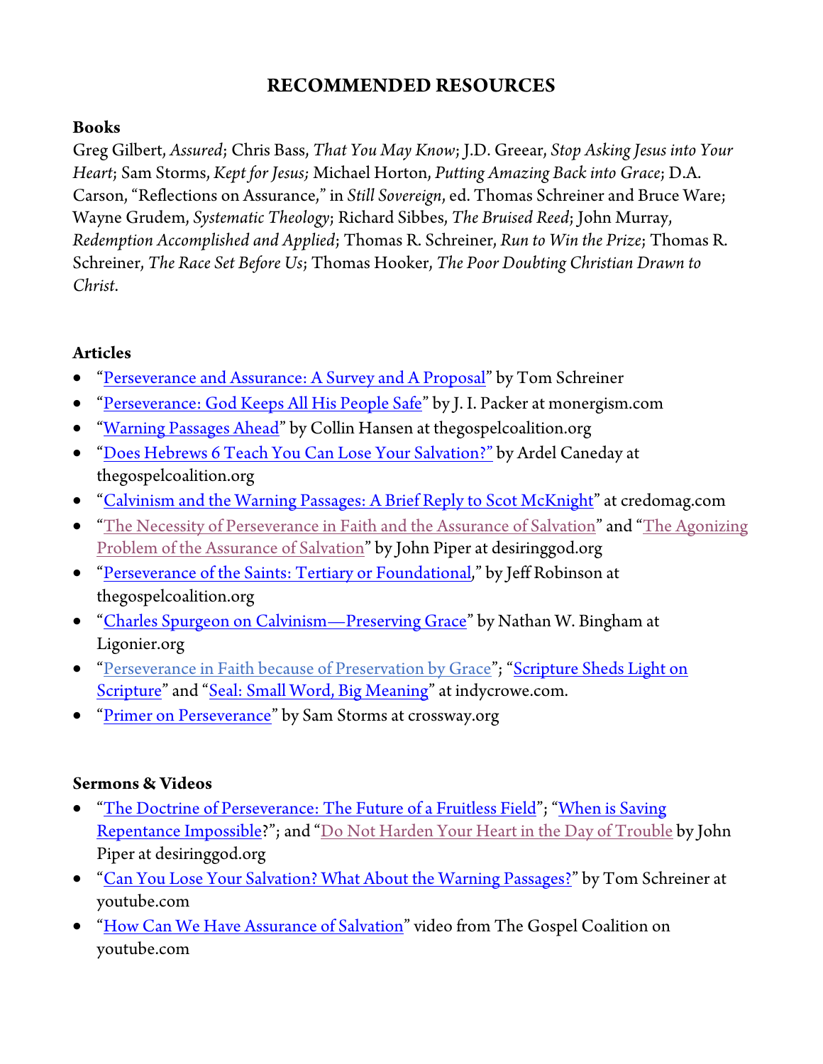# RECOMMENDED RESOURCES

**Books**

Greg Gilbert, *Assured*; Chris Bass, *That You May Know*; J.D. Greear, *Stop Asking Jesus into Your Heart*; Sam Storms, *Kept for Jesus;* Michael Horton, *Putting Amazing Back into Grace*; D.A. Carson, "Reflections on Assurance," in *Still Sovereign*, ed. Thomas Schreiner and Bruce Ware; Wayne Grudem, *Systematic Theology*; Richard Sibbes, *The Bruised Reed*; John Murray, *Redemption Accomplished and Applied*; Thomas R. Schreiner, *Run to Win the Prize*; Thomas R. Schreiner, *The Race Set Before Us*; Thomas Hooker, *The Poor Doubting Christian Drawn to Christ*.

**Articles**

- "Perseverance and Assurance: A Survey and A Proposal" by Tom Schreiner
- "Perseverance: God Keeps All His People Safe" by J. I. Packer at monergism.com
- "Warning Passages Ahead" by Collin Hansen at thegospelcoalition.org
- "Does Hebrews 6 Teach You Can Lose Your Salvation?" by Ardel Caneday at thegospelcoalition.org
- "Calvinism and the Warning Passages: A Brief Reply to Scot McKnight" at credomag.com
- "The Necessity of Perseverance in Faith and the Assurance of Salvation" and "The Agonizing Problem of the Assurance of Salvation" by John Piper at desiringgod.org
- "Perseverance of the Saints: Tertiary or Foundational," by Jeff Robinson at thegospelcoalition.org
- "Charles Spurgeon on Calvinism—Preserving Grace" by Nathan W. Bingham at Ligonier.org
- "Perseverance in Faith because of Preservation by Grace"; "Scripture Sheds Light on Scripture" and "Seal: Small Word, Big Meaning" at indycrowe.com.
- "Primer on Perseverance" by Sam Storms at crossway.org

**Sermons & Videos**

- "The Doctrine of Perseverance: The Future of a Fruitless Field"; "When is Saving Repentance Impossible?"; and "Do Not Harden Your Heart in the Day of Trouble by John Piper at desiringgod.org
- "Can You Lose Your Salvation? What About the Warning Passages?" by Tom Schreiner at youtube.com
- "How Can We Have Assurance of Salvation" video from The Gospel Coalition on youtube.com